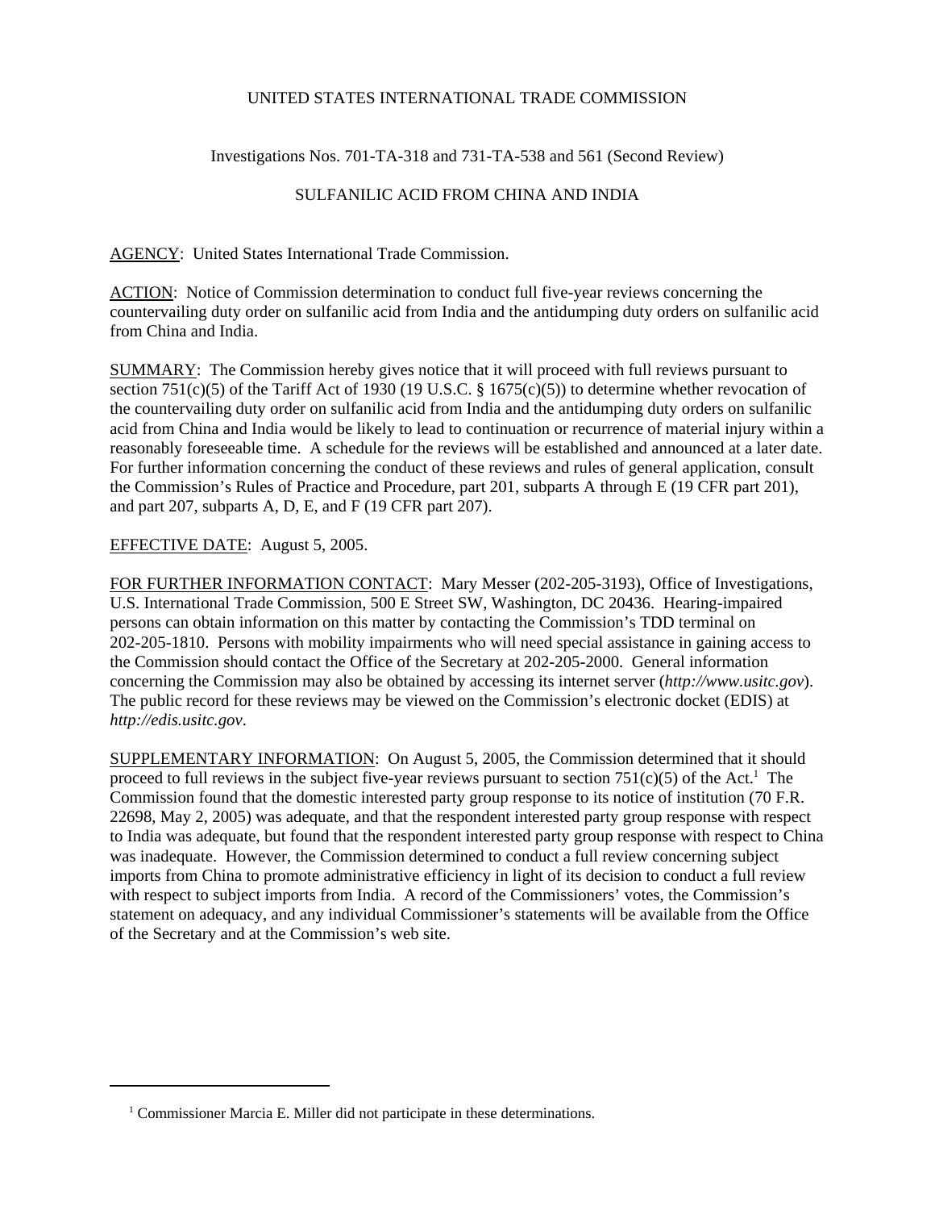UNITED STATES INTERNATIONAL TRADE COMMISSION

Investigations Nos. 701-TA-318 and 731-TA-538 and 561 (Second Review)

SULFANILIC ACID FROM CHINA AND INDIA

AGENCY: United States International Trade Commission.

ACTION: Notice of Commission determination to conduct full five-year reviews concerning the countervailing duty order on sulfanilic acid from India and the antidumping duty orders on sulfanilic acid from China and India.

SUMMARY: The Commission hereby gives notice that it will proceed with full reviews pursuant to section 751(c)(5) of the Tariff Act of 1930 (19 U.S.C. § 1675(c)(5)) to determine whether revocation of the countervailing duty order on sulfanilic acid from India and the antidumping duty orders on sulfanilic acid from China and India would be likely to lead to continuation or recurrence of material injury within a reasonably foreseeable time. A schedule for the reviews will be established and announced at a later date. For further information concerning the conduct of these reviews and rules of general application, consult the Commission's Rules of Practice and Procedure, part 201, subparts A through E (19 CFR part 201), and part 207, subparts A, D, E, and F (19 CFR part 207).

EFFECTIVE DATE: August 5, 2005.

FOR FURTHER INFORMATION CONTACT: Mary Messer (202-205-3193), Office of Investigations, U.S. International Trade Commission, 500 E Street SW, Washington, DC 20436. Hearing-impaired persons can obtain information on this matter by contacting the Commission's TDD terminal on 202-205-1810. Persons with mobility impairments who will need special assistance in gaining access to the Commission should contact the Office of the Secretary at 202-205-2000. General information concerning the Commission may also be obtained by accessing its internet server (*http://www.usitc.gov*). The public record for these reviews may be viewed on the Commission's electronic docket (EDIS) at *http://edis.usitc.gov*.

SUPPLEMENTARY INFORMATION: On August 5, 2005, the Commission determined that it should proceed to full reviews in the subject five-year reviews pursuant to section 751(c)(5) of the Act.[1] The Commission found that the domestic interested party group response to its notice of institution (70 F.R. 22698, May 2, 2005) was adequate, and that the respondent interested party group response with respect to India was adequate, but found that the respondent interested party group response with respect to China was inadequate. However, the Commission determined to conduct a full review concerning subject imports from China to promote administrative efficiency in light of its decision to conduct a full review with respect to subject imports from India. A record of the Commissioners' votes, the Commission's statement on adequacy, and any individual Commissioner's statements will be available from the Office of the Secretary and at the Commission's web site.

---

[1] Commissioner Marcia E. Miller did not participate in these determinations.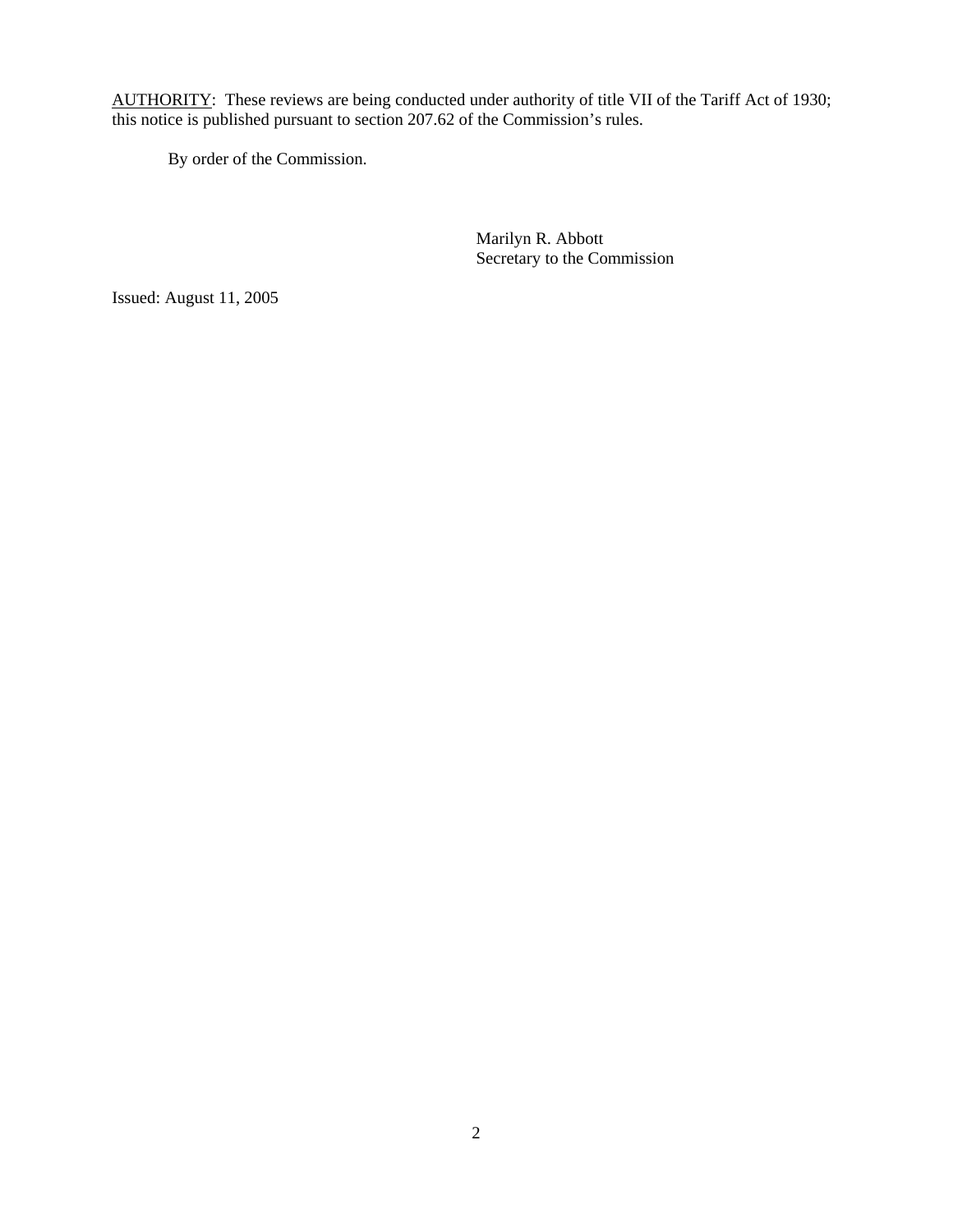AUTHORITY: These reviews are being conducted under authority of title VII of the Tariff Act of 1930; this notice is published pursuant to section 207.62 of the Commission's rules.

By order of the Commission.

Marilyn R. Abbott
Secretary to the Commission

Issued: August 11, 2005